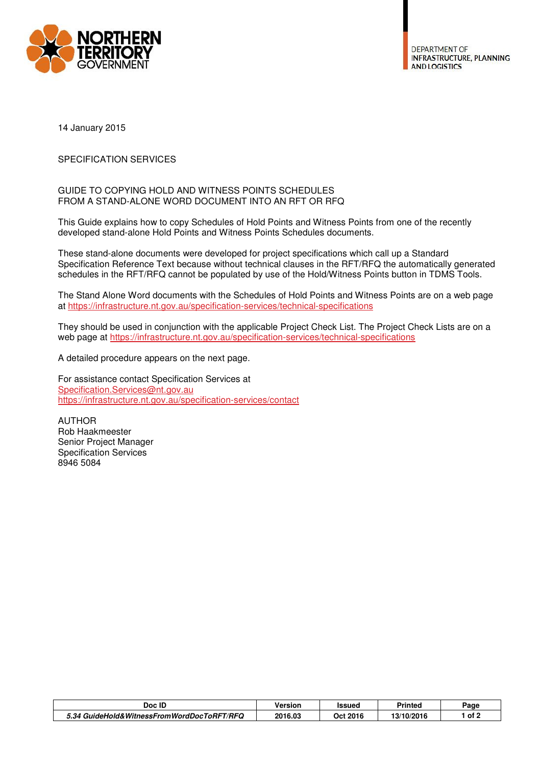NORTHERN TERRITORY GOVERNMENT

DEPARTMENT OF INFRASTRUCTURE, PLANNING AND LOGISTICS

14 January 2015

SPECIFICATION SERVICES

# GUIDE TO COPYING HOLD AND WITNESS POINTS SCHEDULES FROM A STAND-ALONE WORD DOCUMENT INTO AN RFT OR RFQ

This Guide explains how to copy Schedules of Hold Points and Witness Points from one of the recently developed stand-alone Hold Points and Witness Points Schedules documents.

These stand-alone documents were developed for project specifications which call up a Standard Specification Reference Text because without technical clauses in the RFT/RFQ the automatically generated schedules in the RFT/RFQ cannot be populated by use of the Hold/Witness Points button in TDMS Tools.

The Stand Alone Word documents with the Schedules of Hold Points and Witness Points are on a web page at https://infrastructure.nt.gov.au/specification-services/technical-specifications

They should be used in conjunction with the applicable Project Check List. The Project Check Lists are on a web page at https://infrastructure.nt.gov.au/specification-services/technical-specifications

A detailed procedure appears on the next page.

For assistance contact Specification Services at
Specification.Services@nt.gov.au
https://infrastructure.nt.gov.au/specification-services/contact

AUTHOR
Rob Haakmeester
Senior Project Manager
Specification Services
8946 5084

| Doc ID | Version | Issued | Printed | Page |
|---|---|---|---|---|
| *5.34 GuideHold&WitnessFromWordDocToRFT/RFQ* | 2016.03 | Oct 2016 | 13/10/2016 | 1 of 2 |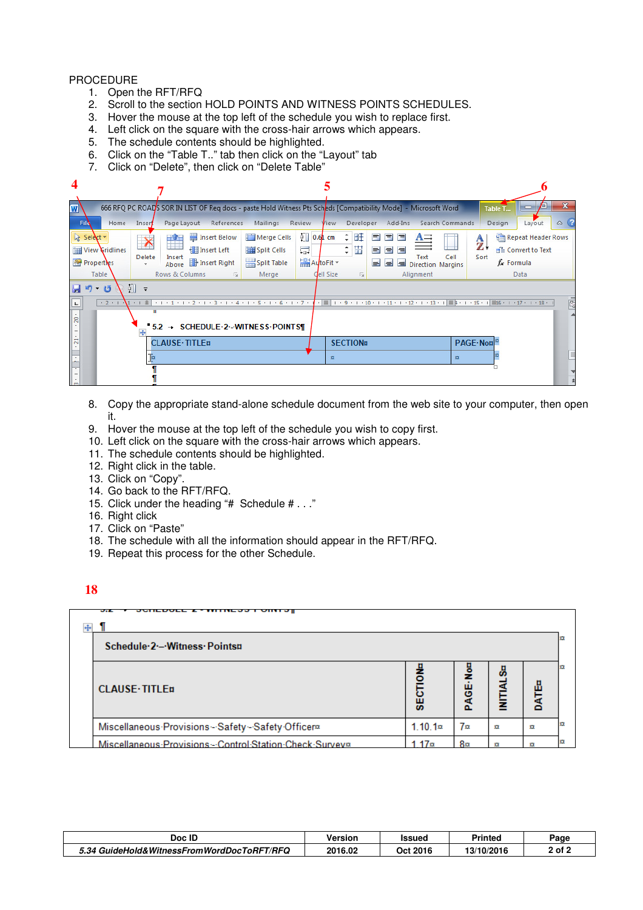PROCEDURE

1. Open the RFT/RFQ
2. Scroll to the section HOLD POINTS AND WITNESS POINTS SCHEDULES.
3. Hover the mouse at the top left of the schedule you wish to replace first.
4. Left click on the square with the cross-hair arrows which appears.
5. The schedule contents should be highlighted.
6. Click on the “Table T..” tab then click on the “Layout” tab
7. Click on “Delete”, then click on “Delete Table”

8. Copy the appropriate stand-alone schedule document from the web site to your computer, then open it.
9. Hover the mouse at the top left of the schedule you wish to copy first.
10. Left click on the square with the cross-hair arrows which appears.
11. The schedule contents should be highlighted.
12. Right click in the table.
13. Click on “Copy”.
14. Go back to the RFT/RFQ.
15. Click under the heading “# Schedule # . . .”
16. Right click
17. Click on “Paste”
18. The schedule with all the information should appear in the RFT/RFQ.
19. Repeat this process for the other Schedule.

18

| Schedule 2 – Witness Points | | | | |
|---|---|---|---|---|
| CLAUSE TITLE | SECTION | PAGE No | INITIALS | DATE |
| Miscellaneous Provisions - Safety - Safety Officer | 1.10.1 | 7 | | |
| Miscellaneous Provisions - Control Station Check Surveys | 1.17 | 8 | | |